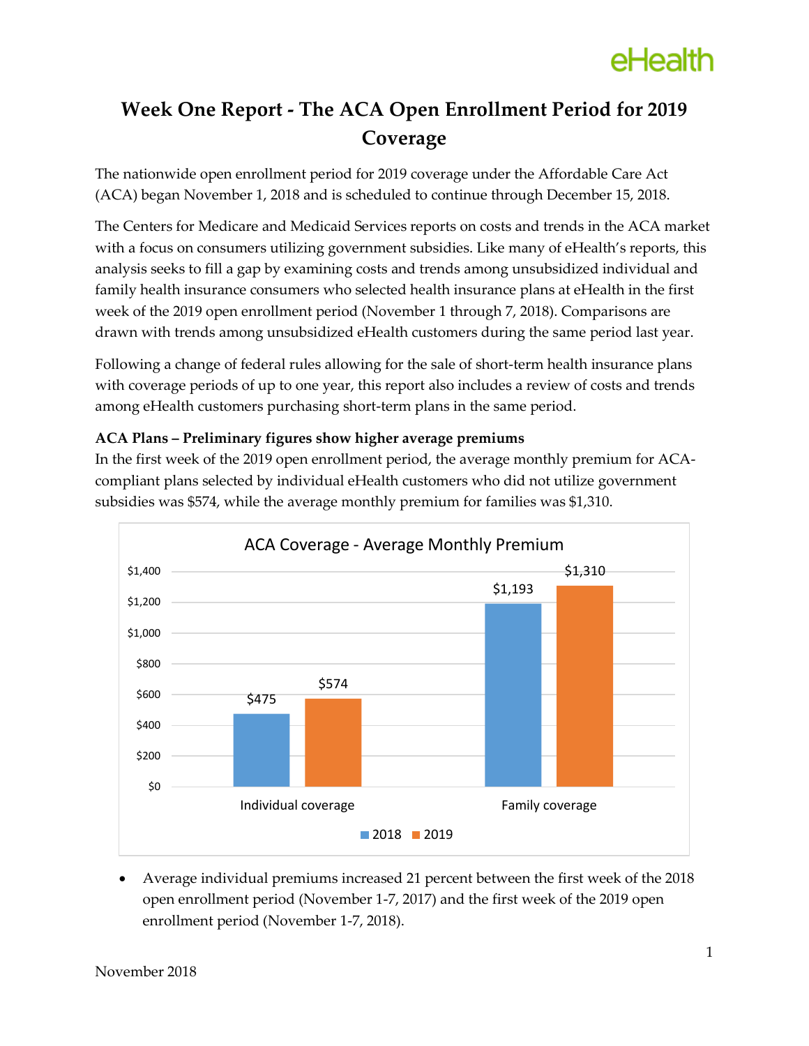# Week One Report - The ACA Open Enrollment Period for 2019 Coverage

The nationwide open enrollment period for 2019 coverage under the Affordable Care Act (ACA) began November 1, 2018 and is scheduled to continue through December 15, 2018.

The Centers for Medicare and Medicaid Services reports on costs and trends in the ACA market with a focus on consumers utilizing government subsidies. Like many of eHealth's reports, this analysis seeks to fill a gap by examining costs and trends among unsubsidized individual and family health insurance consumers who selected health insurance plans at eHealth in the first week of the 2019 open enrollment period (November 1 through 7, 2018). Comparisons are drawn with trends among unsubsidized eHealth customers during the same period last year.

Following a change of federal rules allowing for the sale of short-term health insurance plans with coverage periods of up to one year, this report also includes a review of costs and trends among eHealth customers purchasing short-term plans in the same period.

**ACA Plans – Preliminary figures show higher average premiums**

In the first week of the 2019 open enrollment period, the average monthly premium for ACA-compliant plans selected by individual eHealth customers who did not utilize government subsidies was $574, while the average monthly premium for families was $1,310.

ACA Coverage - Average Monthly Premium

| | 2018 | 2019 |
|---|---|---|
| Individual coverage | $475 | $574 |
| Family coverage | $1,193 | $1,310 |

- Average individual premiums increased 21 percent between the first week of the 2018 open enrollment period (November 1-7, 2017) and the first week of the 2019 open enrollment period (November 1-7, 2018).

November 2018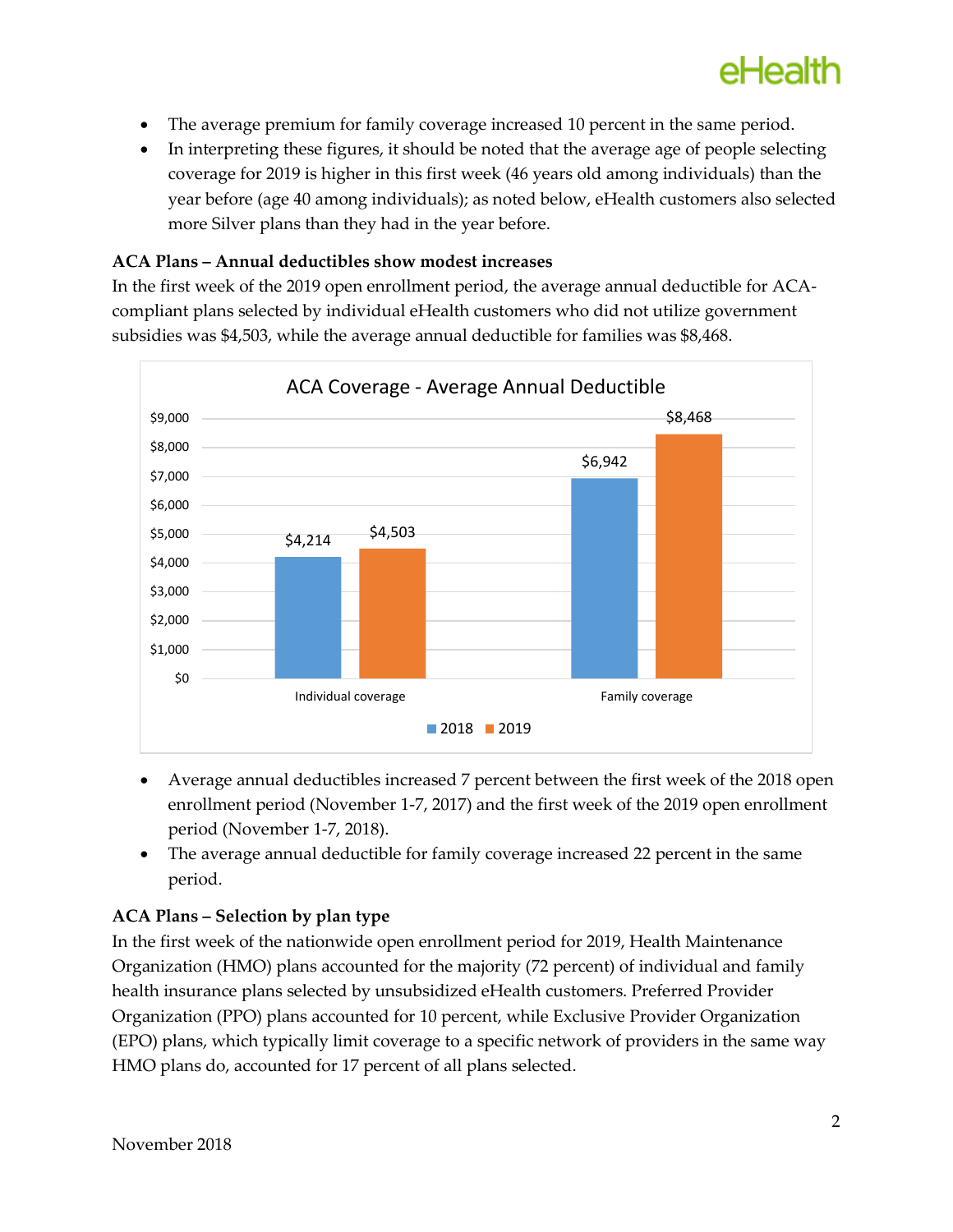- The average premium for family coverage increased 10 percent in the same period.
- In interpreting these figures, it should be noted that the average age of people selecting coverage for 2019 is higher in this first week (46 years old among individuals) than the year before (age 40 among individuals); as noted below, eHealth customers also selected more Silver plans than they had in the year before.

**ACA Plans – Annual deductibles show modest increases**

In the first week of the 2019 open enrollment period, the average annual deductible for ACA-compliant plans selected by individual eHealth customers who did not utilize government subsidies was $4,503, while the average annual deductible for families was $8,468.

ACA Coverage - Average Annual Deductible

| | 2018 | 2019 |
|---|---|---|
| Individual coverage | $4,214 | $4,503 |
| Family coverage | $6,942 | $8,468 |

- Average annual deductibles increased 7 percent between the first week of the 2018 open enrollment period (November 1-7, 2017) and the first week of the 2019 open enrollment period (November 1-7, 2018).
- The average annual deductible for family coverage increased 22 percent in the same period.

**ACA Plans – Selection by plan type**

In the first week of the nationwide open enrollment period for 2019, Health Maintenance Organization (HMO) plans accounted for the majority (72 percent) of individual and family health insurance plans selected by unsubsidized eHealth customers. Preferred Provider Organization (PPO) plans accounted for 10 percent, while Exclusive Provider Organization (EPO) plans, which typically limit coverage to a specific network of providers in the same way HMO plans do, accounted for 17 percent of all plans selected.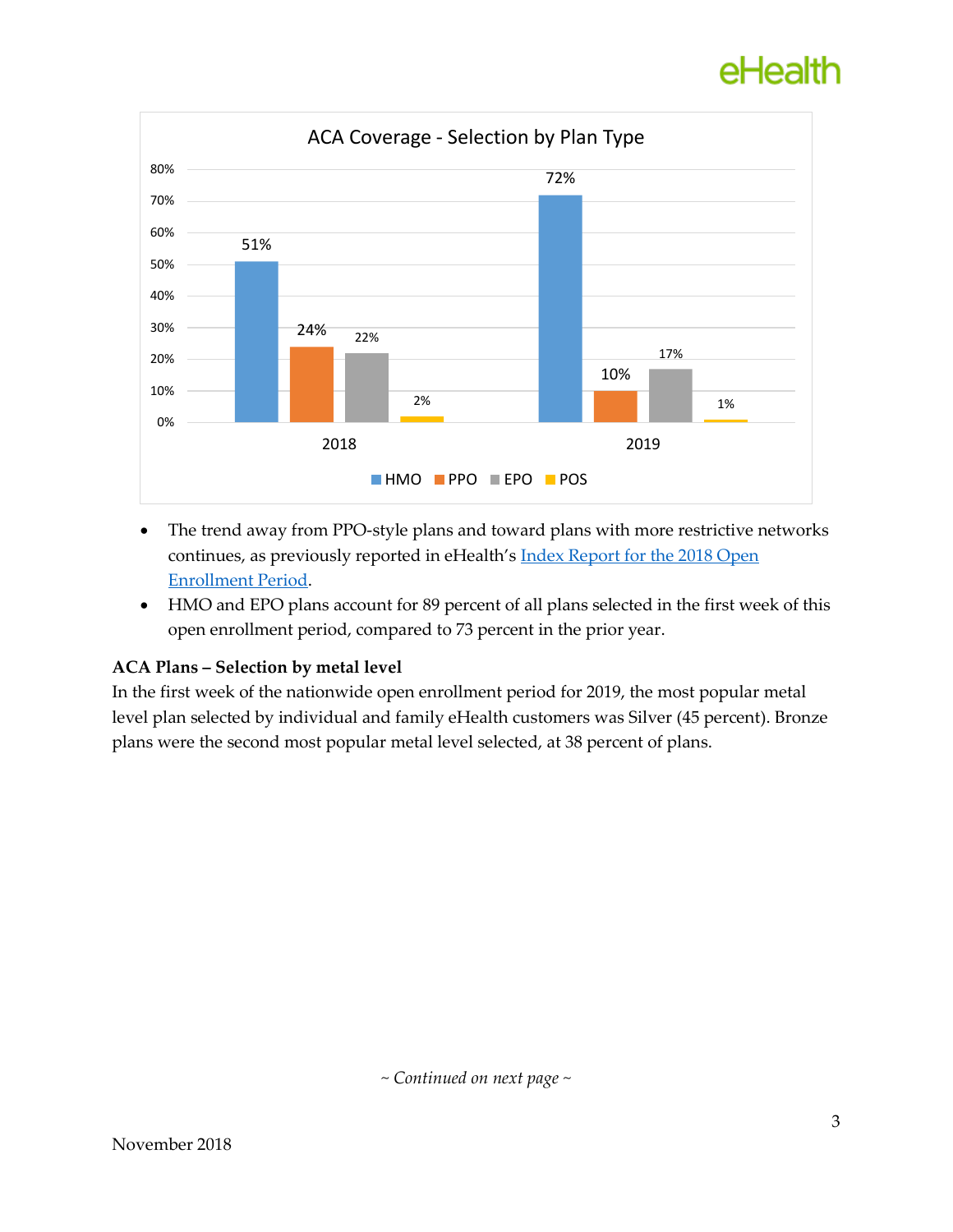**ACA Coverage - Selection by Plan Type**

| | HMO | PPO | EPO | POS |
|---|---|---|---|---|
| 2018 | 51% | 24% | 22% | 2% |
| 2019 | 72% | 10% | 17% | 1% |

- The trend away from PPO-style plans and toward plans with more restrictive networks continues, as previously reported in eHealth's [Index Report for the 2018 Open Enrollment Period](#).
- HMO and EPO plans account for 89 percent of all plans selected in the first week of this open enrollment period, compared to 73 percent in the prior year.

**ACA Plans – Selection by metal level**

In the first week of the nationwide open enrollment period for 2019, the most popular metal level plan selected by individual and family eHealth customers was Silver (45 percent). Bronze plans were the second most popular metal level selected, at 38 percent of plans.

*~ Continued on next page ~*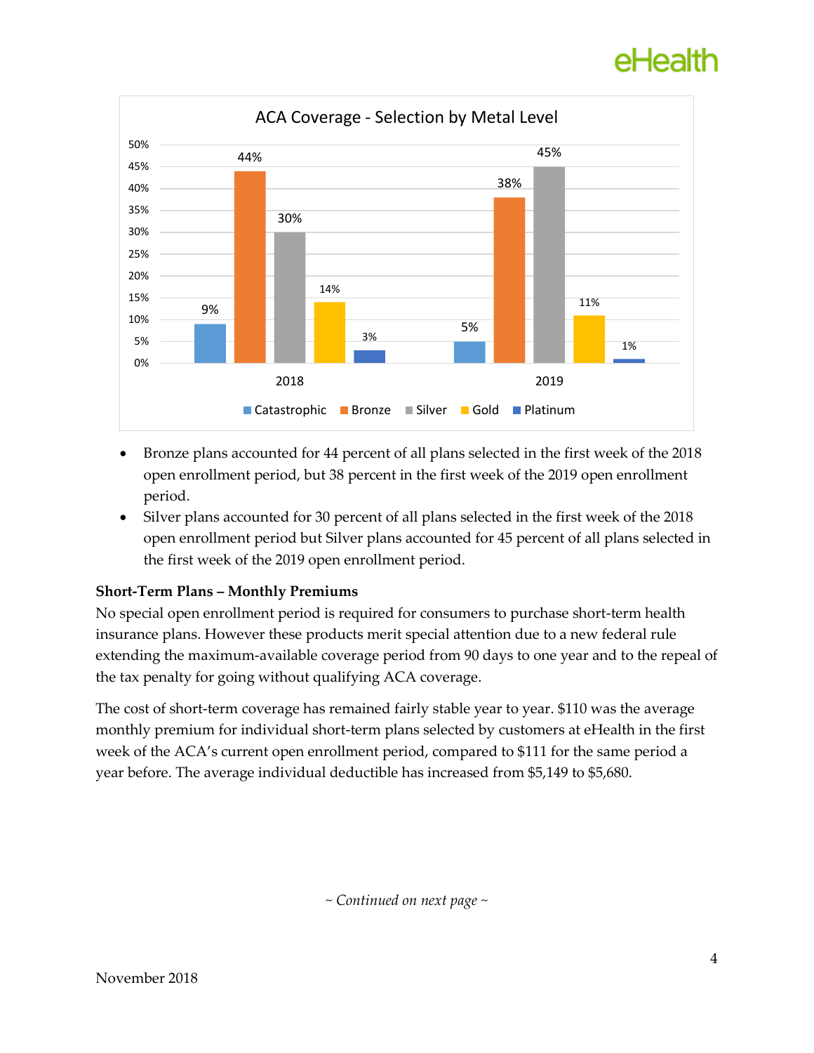ACA Coverage - Selection by Metal Level

| | Catastrophic | Bronze | Silver | Gold | Platinum |
|---|---|---|---|---|---|
| 2018 | 9% | 44% | 30% | 14% | 3% |
| 2019 | 5% | 38% | 45% | 11% | 1% |

- Bronze plans accounted for 44 percent of all plans selected in the first week of the 2018 open enrollment period, but 38 percent in the first week of the 2019 open enrollment period.
- Silver plans accounted for 30 percent of all plans selected in the first week of the 2018 open enrollment period but Silver plans accounted for 45 percent of all plans selected in the first week of the 2019 open enrollment period.

**Short-Term Plans – Monthly Premiums**

No special open enrollment period is required for consumers to purchase short-term health insurance plans. However these products merit special attention due to a new federal rule extending the maximum-available coverage period from 90 days to one year and to the repeal of the tax penalty for going without qualifying ACA coverage.

The cost of short-term coverage has remained fairly stable year to year. $110 was the average monthly premium for individual short-term plans selected by customers at eHealth in the first week of the ACA's current open enrollment period, compared to $111 for the same period a year before. The average individual deductible has increased from $5,149 to $5,680.

*~ Continued on next page ~*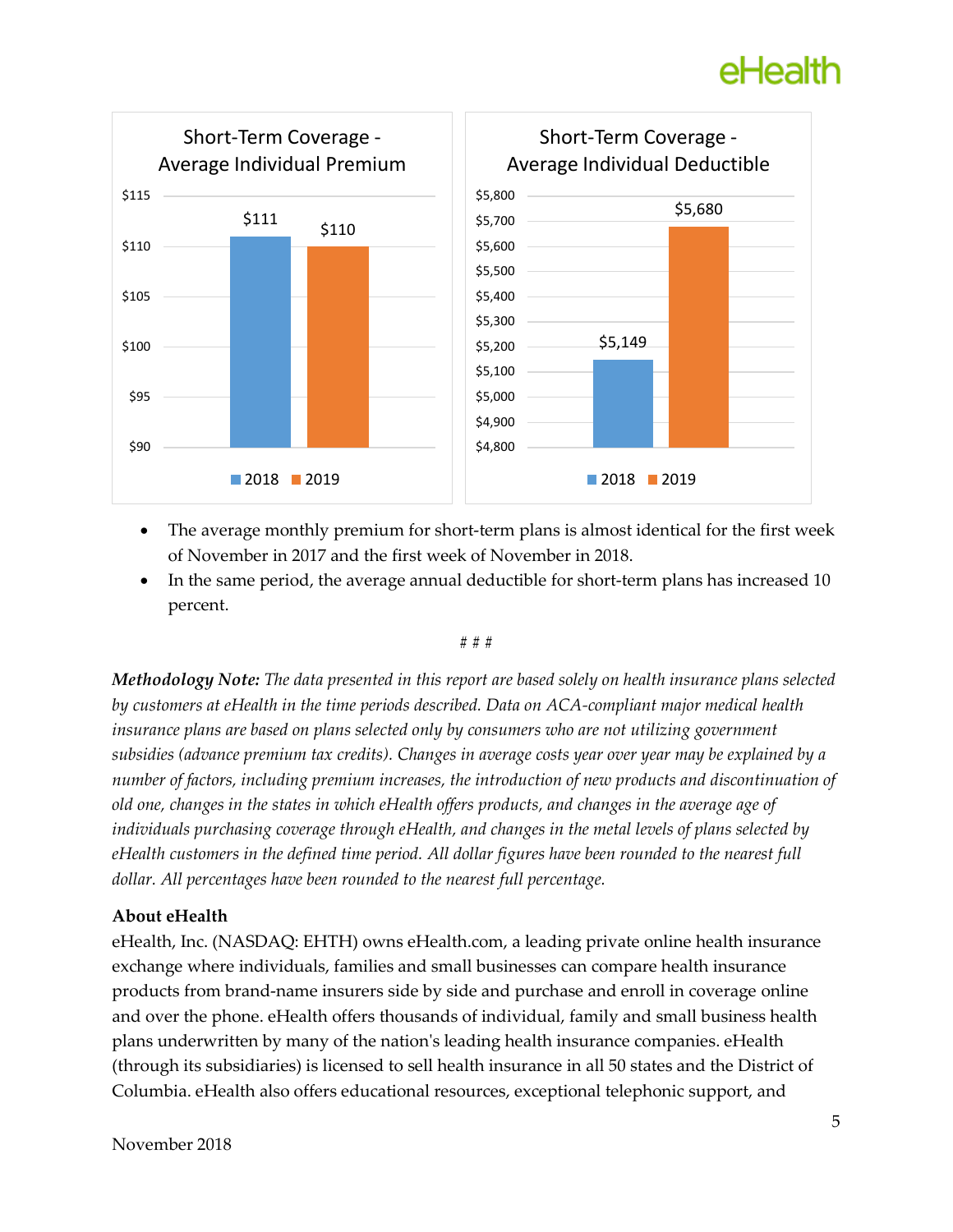**Short-Term Coverage - Average Individual Premium**

| Year | Premium |
|---|---|
| 2018 | $111 |
| 2019 | $110 |

**Short-Term Coverage - Average Individual Deductible**

| Year | Deductible |
|---|---|
| 2018 | $5,149 |
| 2019 | $5,680 |

- The average monthly premium for short-term plans is almost identical for the first week of November in 2017 and the first week of November in 2018.
- In the same period, the average annual deductible for short-term plans has increased 10 percent.

# # #

***Methodology Note:*** *The data presented in this report are based solely on health insurance plans selected by customers at eHealth in the time periods described. Data on ACA-compliant major medical health insurance plans are based on plans selected only by consumers who are not utilizing government subsidies (advance premium tax credits). Changes in average costs year over year may be explained by a number of factors, including premium increases, the introduction of new products and discontinuation of old one, changes in the states in which eHealth offers products, and changes in the average age of individuals purchasing coverage through eHealth, and changes in the metal levels of plans selected by eHealth customers in the defined time period. All dollar figures have been rounded to the nearest full dollar. All percentages have been rounded to the nearest full percentage.*

**About eHealth**

eHealth, Inc. (NASDAQ: EHTH) owns eHealth.com, a leading private online health insurance exchange where individuals, families and small businesses can compare health insurance products from brand-name insurers side by side and purchase and enroll in coverage online and over the phone. eHealth offers thousands of individual, family and small business health plans underwritten by many of the nation's leading health insurance companies. eHealth (through its subsidiaries) is licensed to sell health insurance in all 50 states and the District of Columbia. eHealth also offers educational resources, exceptional telephonic support, and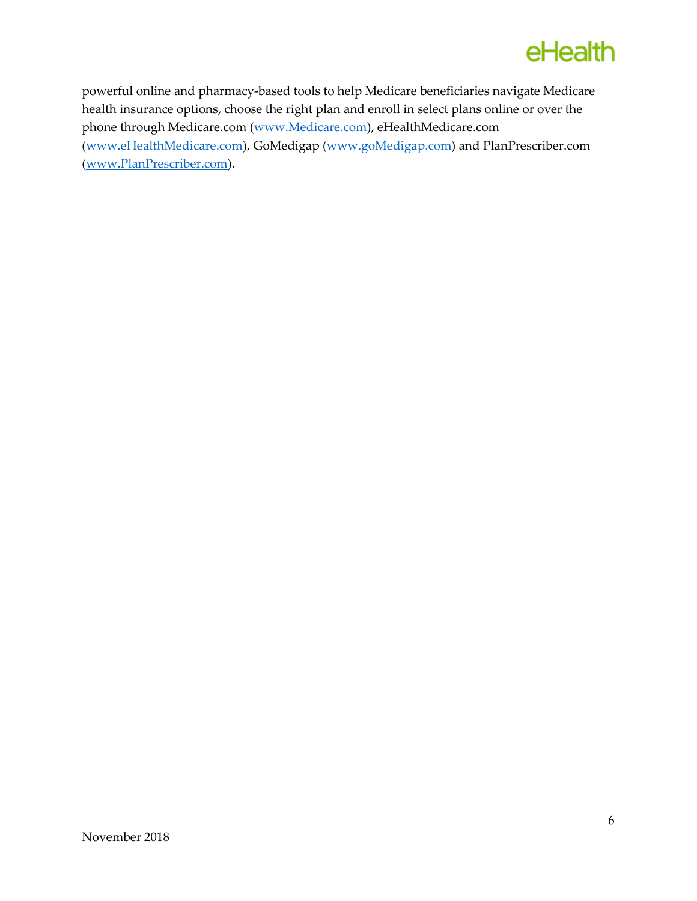powerful online and pharmacy-based tools to help Medicare beneficiaries navigate Medicare health insurance options, choose the right plan and enroll in select plans online or over the phone through Medicare.com (www.Medicare.com), eHealthMedicare.com (www.eHealthMedicare.com), GoMedigap (www.goMedigap.com) and PlanPrescriber.com (www.PlanPrescriber.com).